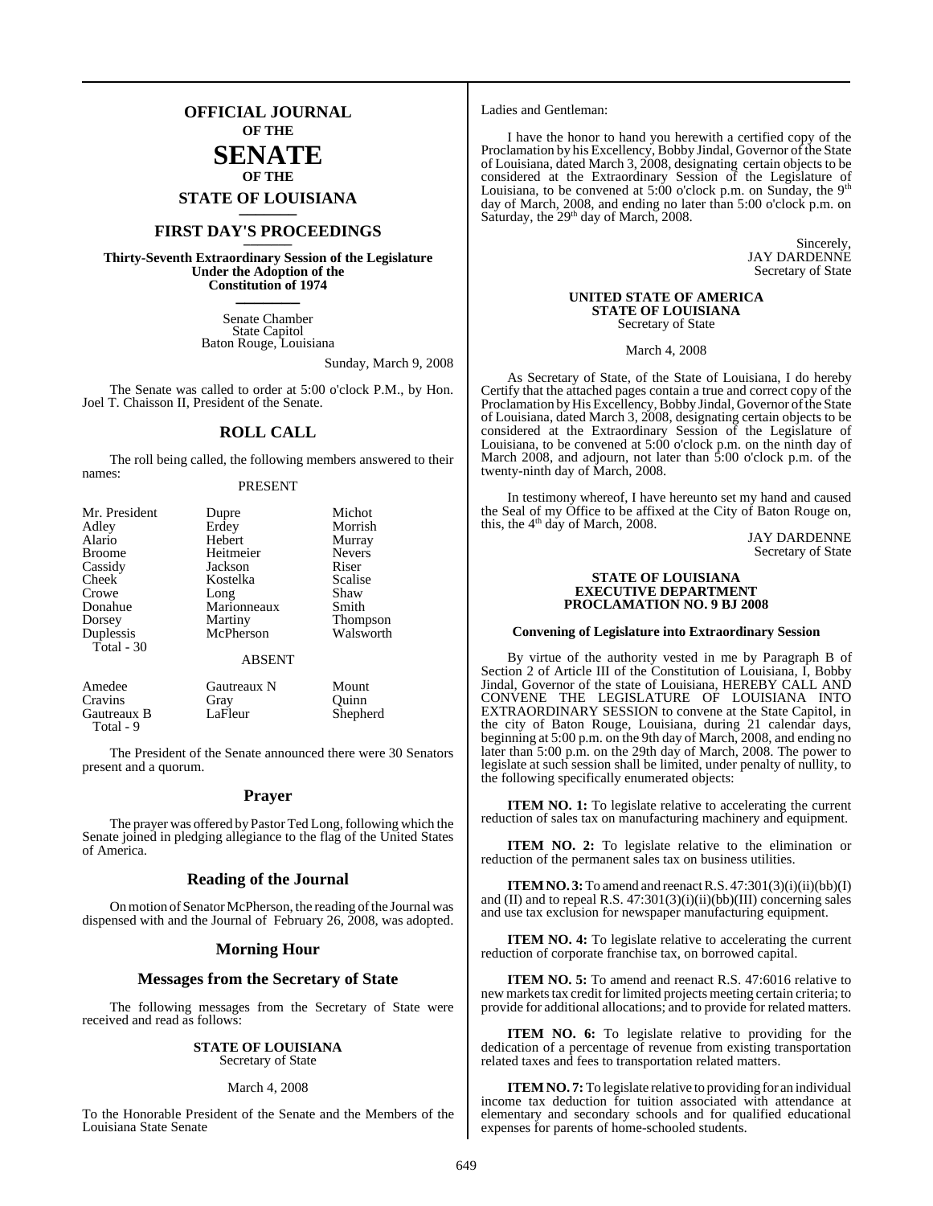# OFFICIAL JOURNAL
## OF THE
# SENATE
## OF THE
## STATE OF LOUISIANA

## FIRST DAY'S PROCEEDINGS

**Thirty-Seventh Extraordinary Session of the Legislature Under the Adoption of the Constitution of 1974**

Senate Chamber
State Capitol
Baton Rouge, Louisiana

Sunday, March 9, 2008

The Senate was called to order at 5:00 o'clock P.M., by Hon. Joel T. Chaisson II, President of the Senate.

## ROLL CALL

The roll being called, the following members answered to their names:

PRESENT

| | | |
|---|---|---|
| Mr. President | Dupre | Michot |
| Adley | Erdey | Morrish |
| Alario | Hebert | Murray |
| Broome | Heitmeier | Nevers |
| Cassidy | Jackson | Riser |
| Cheek | Kostelka | Scalise |
| Crowe | Long | Shaw |
| Donahue | Marionneaux | Smith |
| Dorsey | Martiny | Thompson |
| Duplessis | McPherson | Walsworth |
| Total - 30 | | |

ABSENT

| | | |
|---|---|---|
| Amedee | Gautreaux N | Mount |
| Cravins | Gray | Quinn |
| Gautreaux B | LaFleur | Shepherd |
| Total - 9 | | |

The President of the Senate announced there were 30 Senators present and a quorum.

## Prayer

The prayer was offered by Pastor Ted Long, following which the Senate joined in pledging allegiance to the flag of the United States of America.

## Reading of the Journal

On motion of Senator McPherson, the reading of the Journal was dispensed with and the Journal of February 26, 2008, was adopted.

## Morning Hour

## Messages from the Secretary of State

The following messages from the Secretary of State were received and read as follows:

**STATE OF LOUISIANA**
Secretary of State

March 4, 2008

To the Honorable President of the Senate and the Members of the Louisiana State Senate

Ladies and Gentleman:

I have the honor to hand you herewith a certified copy of the Proclamation by his Excellency, Bobby Jindal, Governor of the State of Louisiana, dated March 3, 2008, designating certain objects to be considered at the Extraordinary Session of the Legislature of Louisiana, to be convened at 5:00 o'clock p.m. on Sunday, the 9th day of March, 2008, and ending no later than 5:00 o'clock p.m. on Saturday, the 29th day of March, 2008.

Sincerely,
JAY DARDENNE
Secretary of State

**UNITED STATE OF AMERICA**
**STATE OF LOUISIANA**
Secretary of State

March 4, 2008

As Secretary of State, of the State of Louisiana, I do hereby Certify that the attached pages contain a true and correct copy of the Proclamation by His Excellency, Bobby Jindal, Governor of the State of Louisiana, dated March 3, 2008, designating certain objects to be considered at the Extraordinary Session of the Legislature of Louisiana, to be convened at 5:00 o'clock p.m. on the ninth day of March 2008, and adjourn, not later than 5:00 o'clock p.m. of the twenty-ninth day of March, 2008.

In testimony whereof, I have hereunto set my hand and caused the Seal of my Office to be affixed at the City of Baton Rouge on, this, the 4th day of March, 2008.

JAY DARDENNE
Secretary of State

**STATE OF LOUISIANA**
**EXECUTIVE DEPARTMENT**
**PROCLAMATION NO. 9 BJ 2008**

**Convening of Legislature into Extraordinary Session**

By virtue of the authority vested in me by Paragraph B of Section 2 of Article III of the Constitution of Louisiana, I, Bobby Jindal, Governor of the state of Louisiana, HEREBY CALL AND CONVENE THE LEGISLATURE OF LOUISIANA INTO EXTRAORDINARY SESSION to convene at the State Capitol, in the city of Baton Rouge, Louisiana, during 21 calendar days, beginning at 5:00 p.m. on the 9th day of March, 2008, and ending no later than 5:00 p.m. on the 29th day of March, 2008. The power to legislate at such session shall be limited, under penalty of nullity, to the following specifically enumerated objects:

**ITEM NO. 1:** To legislate relative to accelerating the current reduction of sales tax on manufacturing machinery and equipment.

**ITEM NO. 2:** To legislate relative to the elimination or reduction of the permanent sales tax on business utilities.

**ITEM NO. 3:** To amend and reenact R.S. 47:301(3)(i)(ii)(bb)(I) and (II) and to repeal R.S. 47:301(3)(i)(ii)(bb)(III) concerning sales and use tax exclusion for newspaper manufacturing equipment.

**ITEM NO. 4:** To legislate relative to accelerating the current reduction of corporate franchise tax, on borrowed capital.

**ITEM NO. 5:** To amend and reenact R.S. 47:6016 relative to new markets tax credit for limited projects meeting certain criteria; to provide for additional allocations; and to provide for related matters.

**ITEM NO. 6:** To legislate relative to providing for the dedication of a percentage of revenue from existing transportation related taxes and fees to transportation related matters.

**ITEM NO. 7:** To legislate relative to providing for an individual income tax deduction for tuition associated with attendance at elementary and secondary schools and for qualified educational expenses for parents of home-schooled students.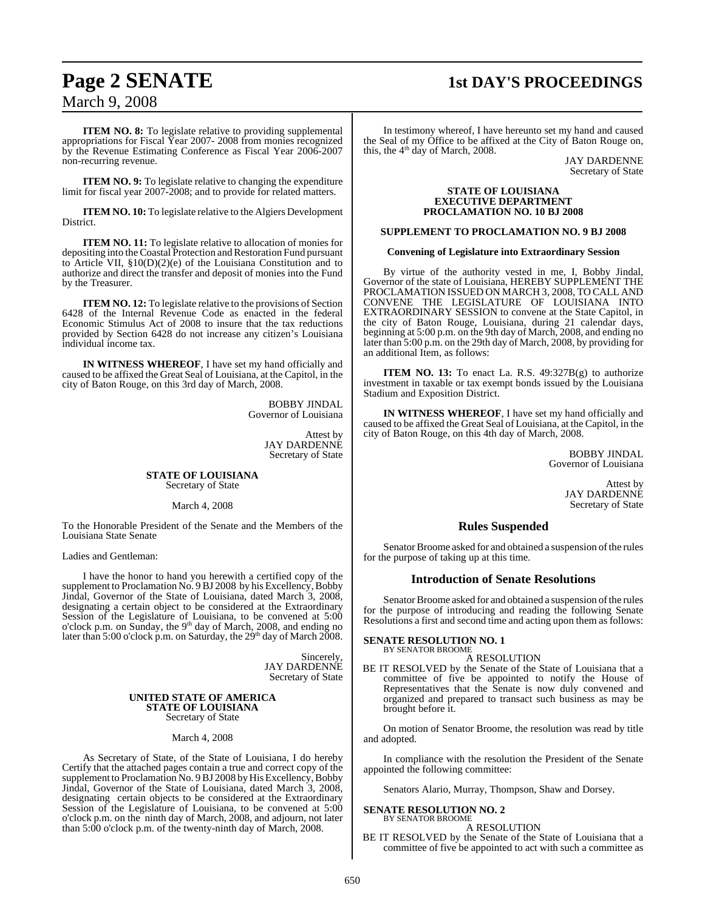**ITEM NO. 8:** To legislate relative to providing supplemental appropriations for Fiscal Year 2007- 2008 from monies recognized by the Revenue Estimating Conference as Fiscal Year 2006-2007 non-recurring revenue.

**ITEM NO. 9:** To legislate relative to changing the expenditure limit for fiscal year 2007-2008; and to provide for related matters.

**ITEM NO. 10:** To legislate relative to the Algiers Development District.

**ITEM NO. 11:** To legislate relative to allocation of monies for depositing into the Coastal Protection and Restoration Fund pursuant to Article VII, §10(D)(2)(e) of the Louisiana Constitution and to authorize and direct the transfer and deposit of monies into the Fund by the Treasurer.

**ITEM NO. 12:** To legislate relative to the provisions of Section 6428 of the Internal Revenue Code as enacted in the federal Economic Stimulus Act of 2008 to insure that the tax reductions provided by Section 6428 do not increase any citizen's Louisiana individual income tax.

**IN WITNESS WHEREOF**, I have set my hand officially and caused to be affixed the Great Seal of Louisiana, at the Capitol, in the city of Baton Rouge, on this 3rd day of March, 2008.

BOBBY JINDAL
Governor of Louisiana

Attest by
JAY DARDENNE
Secretary of State

**STATE OF LOUISIANA**
Secretary of State

March 4, 2008

To the Honorable President of the Senate and the Members of the Louisiana State Senate

Ladies and Gentleman:

I have the honor to hand you herewith a certified copy of the supplement to Proclamation No. 9 BJ 2008 by his Excellency, Bobby Jindal, Governor of the State of Louisiana, dated March 3, 2008, designating a certain object to be considered at the Extraordinary Session of the Legislature of Louisiana, to be convened at 5:00 o'clock p.m. on Sunday, the 9th day of March, 2008, and ending no later than 5:00 o'clock p.m. on Saturday, the 29th day of March 2008.

Sincerely,
JAY DARDENNE
Secretary of State

**UNITED STATE OF AMERICA**
**STATE OF LOUISIANA**
Secretary of State

March 4, 2008

As Secretary of State, of the State of Louisiana, I do hereby Certify that the attached pages contain a true and correct copy of the supplement to Proclamation No. 9 BJ 2008 by His Excellency, Bobby Jindal, Governor of the State of Louisiana, dated March 3, 2008, designating certain objects to be considered at the Extraordinary Session of the Legislature of Louisiana, to be convened at 5:00 o'clock p.m. on the ninth day of March, 2008, and adjourn, not later than 5:00 o'clock p.m. of the twenty-ninth day of March, 2008.

In testimony whereof, I have hereunto set my hand and caused the Seal of my Office to be affixed at the City of Baton Rouge on, this, the 4th day of March, 2008.

JAY DARDENNE
Secretary of State

**STATE OF LOUISIANA**
**EXECUTIVE DEPARTMENT**
**PROCLAMATION NO. 10 BJ 2008**

**SUPPLEMENT TO PROCLAMATION NO. 9 BJ 2008**

**Convening of Legislature into Extraordinary Session**

By virtue of the authority vested in me, I, Bobby Jindal, Governor of the state of Louisiana, HEREBY SUPPLEMENT THE PROCLAMATION ISSUED ON MARCH 3, 2008, TO CALL AND CONVENE THE LEGISLATURE OF LOUISIANA INTO EXTRAORDINARY SESSION to convene at the State Capitol, in the city of Baton Rouge, Louisiana, during 21 calendar days, beginning at 5:00 p.m. on the 9th day of March, 2008, and ending no later than 5:00 p.m. on the 29th day of March, 2008, by providing for an additional Item, as follows:

**ITEM NO. 13:** To enact La. R.S. 49:327B(g) to authorize investment in taxable or tax exempt bonds issued by the Louisiana Stadium and Exposition District.

**IN WITNESS WHEREOF**, I have set my hand officially and caused to be affixed the Great Seal of Louisiana, at the Capitol, in the city of Baton Rouge, on this 4th day of March, 2008.

BOBBY JINDAL
Governor of Louisiana

Attest by
JAY DARDENNE
Secretary of State

## Rules Suspended

Senator Broome asked for and obtained a suspension of the rules for the purpose of taking up at this time.

## Introduction of Senate Resolutions

Senator Broome asked for and obtained a suspension of the rules for the purpose of introducing and reading the following Senate Resolutions a first and second time and acting upon them as follows:

**SENATE RESOLUTION NO. 1**
BY SENATOR BROOME

A RESOLUTION

BE IT RESOLVED by the Senate of the State of Louisiana that a committee of five be appointed to notify the House of Representatives that the Senate is now duly convened and organized and prepared to transact such business as may be brought before it.

On motion of Senator Broome, the resolution was read by title and adopted.

In compliance with the resolution the President of the Senate appointed the following committee:

Senators Alario, Murray, Thompson, Shaw and Dorsey.

**SENATE RESOLUTION NO. 2**
BY SENATOR BROOME

A RESOLUTION

BE IT RESOLVED by the Senate of the State of Louisiana that a committee of five be appointed to act with such a committee as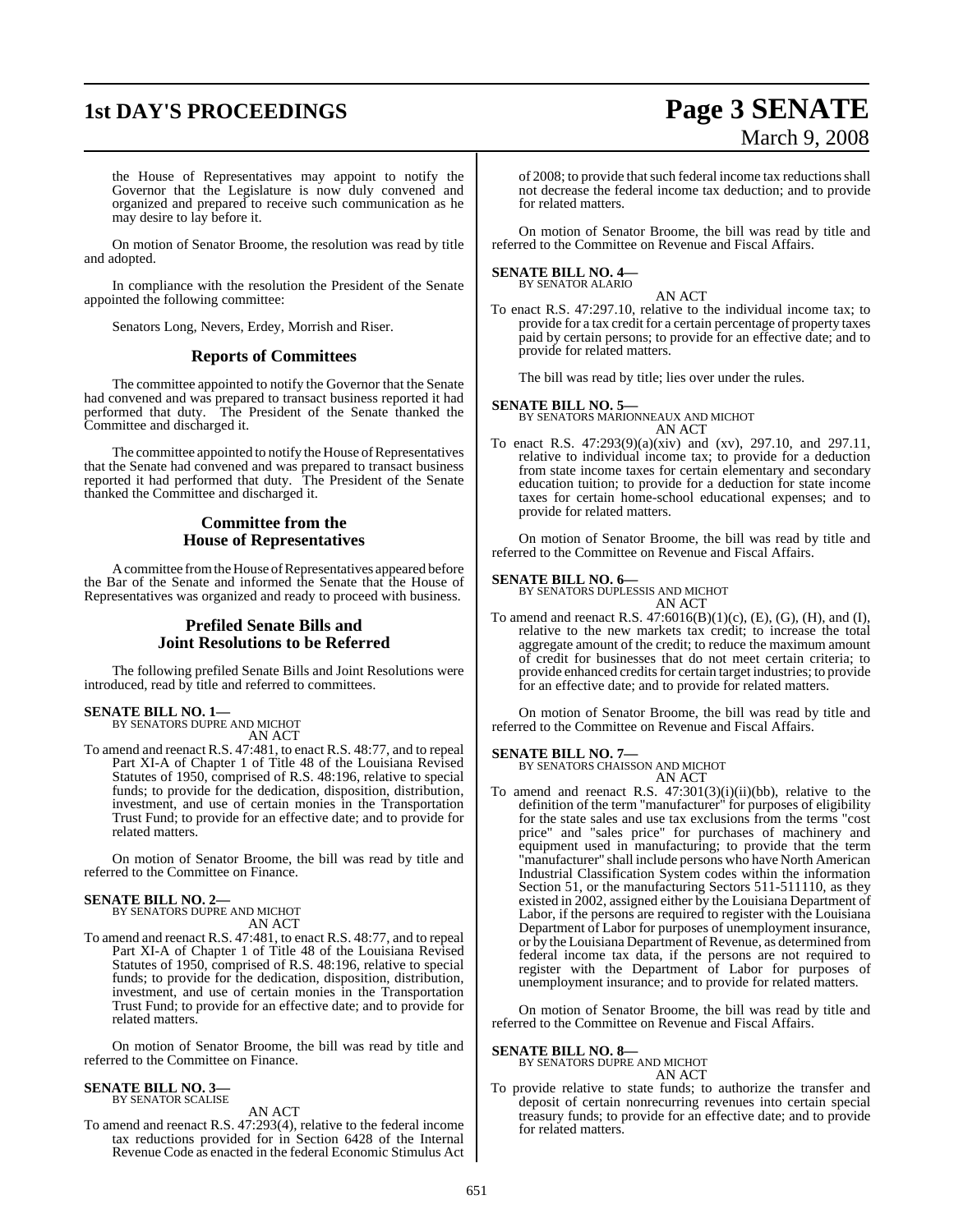the House of Representatives may appoint to notify the Governor that the Legislature is now duly convened and organized and prepared to receive such communication as he may desire to lay before it.

On motion of Senator Broome, the resolution was read by title and adopted.

In compliance with the resolution the President of the Senate appointed the following committee:

Senators Long, Nevers, Erdey, Morrish and Riser.

## Reports of Committees

The committee appointed to notify the Governor that the Senate had convened and was prepared to transact business reported it had performed that duty. The President of the Senate thanked the Committee and discharged it.

The committee appointed to notify the House of Representatives that the Senate had convened and was prepared to transact business reported it had performed that duty. The President of the Senate thanked the Committee and discharged it.

## Committee from the House of Representatives

A committee from the House of Representatives appeared before the Bar of the Senate and informed the Senate that the House of Representatives was organized and ready to proceed with business.

## Prefiled Senate Bills and Joint Resolutions to be Referred

The following prefiled Senate Bills and Joint Resolutions were introduced, read by title and referred to committees.

**SENATE BILL NO. 1—**
BY SENATORS DUPRE AND MICHOT
AN ACT

To amend and reenact R.S. 47:481, to enact R.S. 48:77, and to repeal Part XI-A of Chapter 1 of Title 48 of the Louisiana Revised Statutes of 1950, comprised of R.S. 48:196, relative to special funds; to provide for the dedication, disposition, distribution, investment, and use of certain monies in the Transportation Trust Fund; to provide for an effective date; and to provide for related matters.

On motion of Senator Broome, the bill was read by title and referred to the Committee on Finance.

**SENATE BILL NO. 2—**
BY SENATORS DUPRE AND MICHOT
AN ACT

To amend and reenact R.S. 47:481, to enact R.S. 48:77, and to repeal Part XI-A of Chapter 1 of Title 48 of the Louisiana Revised Statutes of 1950, comprised of R.S. 48:196, relative to special funds; to provide for the dedication, disposition, distribution, investment, and use of certain monies in the Transportation Trust Fund; to provide for an effective date; and to provide for related matters.

On motion of Senator Broome, the bill was read by title and referred to the Committee on Finance.

**SENATE BILL NO. 3—**
BY SENATOR SCALISE
AN ACT

To amend and reenact R.S. 47:293(4), relative to the federal income tax reductions provided for in Section 6428 of the Internal Revenue Code as enacted in the federal Economic Stimulus Act of 2008; to provide that such federal income tax reductions shall not decrease the federal income tax deduction; and to provide for related matters.

On motion of Senator Broome, the bill was read by title and referred to the Committee on Revenue and Fiscal Affairs.

**SENATE BILL NO. 4—**
BY SENATOR ALARIO
AN ACT

To enact R.S. 47:297.10, relative to the individual income tax; to provide for a tax credit for a certain percentage of property taxes paid by certain persons; to provide for an effective date; and to provide for related matters.

The bill was read by title; lies over under the rules.

**SENATE BILL NO. 5—**
BY SENATORS MARIONNEAUX AND MICHOT
AN ACT

To enact R.S. 47:293(9)(a)(xiv) and (xv), 297.10, and 297.11, relative to individual income tax; to provide for a deduction from state income taxes for certain elementary and secondary education tuition; to provide for a deduction for state income taxes for certain home-school educational expenses; and to provide for related matters.

On motion of Senator Broome, the bill was read by title and referred to the Committee on Revenue and Fiscal Affairs.

**SENATE BILL NO. 6—**
BY SENATORS DUPLESSIS AND MICHOT
AN ACT

To amend and reenact R.S. 47:6016(B)(1)(c), (E), (G), (H), and (I), relative to the new markets tax credit; to increase the total aggregate amount of the credit; to reduce the maximum amount of credit for businesses that do not meet certain criteria; to provide enhanced credits for certain target industries; to provide for an effective date; and to provide for related matters.

On motion of Senator Broome, the bill was read by title and referred to the Committee on Revenue and Fiscal Affairs.

**SENATE BILL NO. 7—**
BY SENATORS CHAISSON AND MICHOT
AN ACT

To amend and reenact R.S. 47:301(3)(i)(ii)(bb), relative to the definition of the term "manufacturer" for purposes of eligibility for the state sales and use tax exclusions from the terms "cost price" and "sales price" for purchases of machinery and equipment used in manufacturing; to provide that the term "manufacturer" shall include persons who have North American Industrial Classification System codes within the information Section 51, or the manufacturing Sectors 511-511110, as they existed in 2002, assigned either by the Louisiana Department of Labor, if the persons are required to register with the Louisiana Department of Labor for purposes of unemployment insurance, or by the Louisiana Department of Revenue, as determined from federal income tax data, if the persons are not required to register with the Department of Labor for purposes of unemployment insurance; and to provide for related matters.

On motion of Senator Broome, the bill was read by title and referred to the Committee on Revenue and Fiscal Affairs.

**SENATE BILL NO. 8—**
BY SENATORS DUPRE AND MICHOT
AN ACT

To provide relative to state funds; to authorize the transfer and deposit of certain nonrecurring revenues into certain special treasury funds; to provide for an effective date; and to provide for related matters.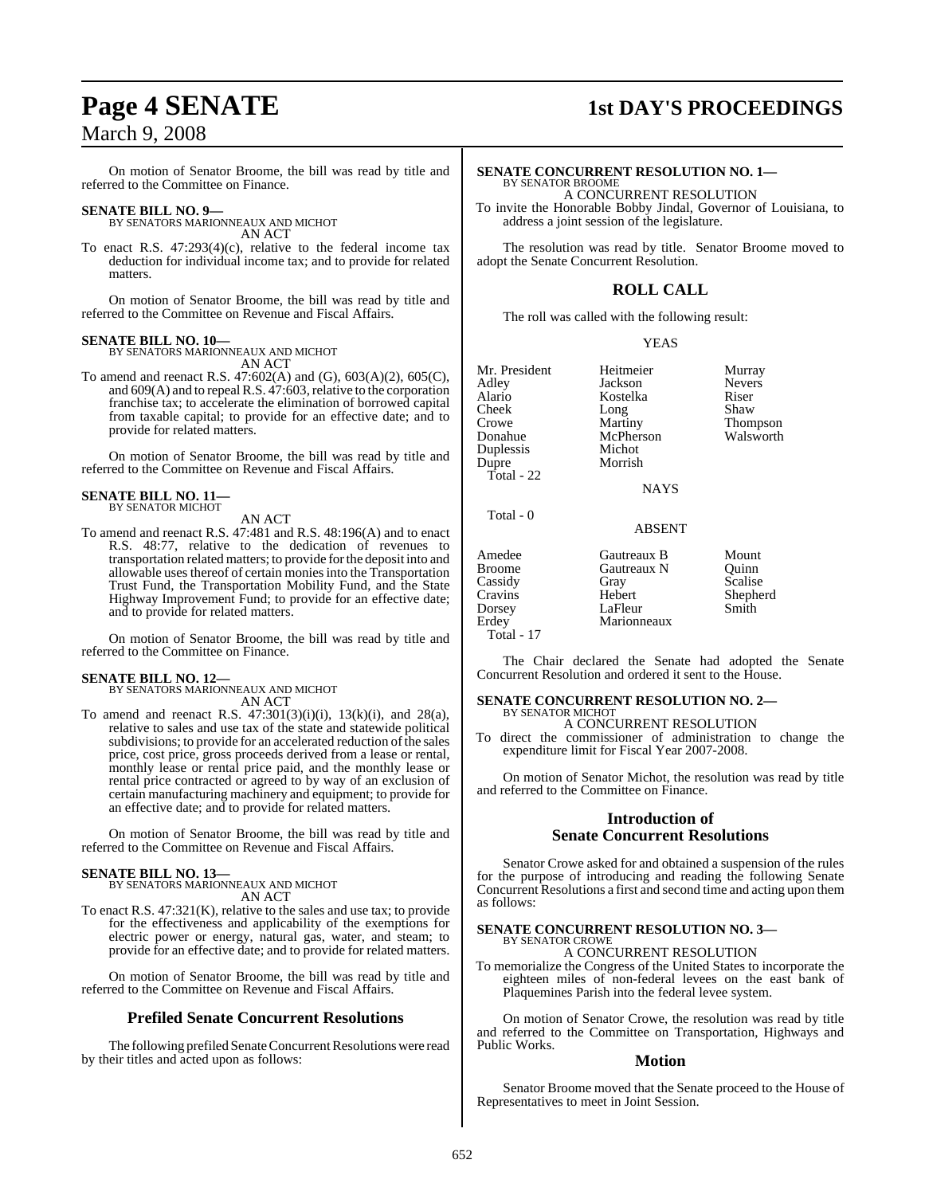On motion of Senator Broome, the bill was read by title and referred to the Committee on Finance.

**SENATE BILL NO. 9—**
BY SENATORS MARIONNEAUX AND MICHOT
AN ACT

To enact R.S. 47:293(4)(c), relative to the federal income tax deduction for individual income tax; and to provide for related matters.

On motion of Senator Broome, the bill was read by title and referred to the Committee on Revenue and Fiscal Affairs.

**SENATE BILL NO. 10—**
BY SENATORS MARIONNEAUX AND MICHOT
AN ACT

To amend and reenact R.S. 47:602(A) and (G), 603(A)(2), 605(C), and 609(A) and to repeal R.S. 47:603, relative to the corporation franchise tax; to accelerate the elimination of borrowed capital from taxable capital; to provide for an effective date; and to provide for related matters.

On motion of Senator Broome, the bill was read by title and referred to the Committee on Revenue and Fiscal Affairs.

**SENATE BILL NO. 11—**
BY SENATOR MICHOT
AN ACT

To amend and reenact R.S. 47:481 and R.S. 48:196(A) and to enact R.S. 48:77, relative to the dedication of revenues to transportation related matters; to provide for the deposit into and allowable uses thereof of certain monies into the Transportation Trust Fund, the Transportation Mobility Fund, and the State Highway Improvement Fund; to provide for an effective date; and to provide for related matters.

On motion of Senator Broome, the bill was read by title and referred to the Committee on Finance.

**SENATE BILL NO. 12—**
BY SENATORS MARIONNEAUX AND MICHOT
AN ACT

To amend and reenact R.S. 47:301(3)(i)(i), 13(k)(i), and 28(a), relative to sales and use tax of the state and statewide political subdivisions; to provide for an accelerated reduction of the sales price, cost price, gross proceeds derived from a lease or rental, monthly lease or rental price paid, and the monthly lease or rental price contracted or agreed to by way of an exclusion of certain manufacturing machinery and equipment; to provide for an effective date; and to provide for related matters.

On motion of Senator Broome, the bill was read by title and referred to the Committee on Revenue and Fiscal Affairs.

**SENATE BILL NO. 13—**
BY SENATORS MARIONNEAUX AND MICHOT
AN ACT

To enact R.S. 47:321(K), relative to the sales and use tax; to provide for the effectiveness and applicability of the exemptions for electric power or energy, natural gas, water, and steam; to provide for an effective date; and to provide for related matters.

On motion of Senator Broome, the bill was read by title and referred to the Committee on Revenue and Fiscal Affairs.

## Prefiled Senate Concurrent Resolutions

The following prefiled Senate Concurrent Resolutions were read by their titles and acted upon as follows:

**SENATE CONCURRENT RESOLUTION NO. 1—**
BY SENATOR BROOME
A CONCURRENT RESOLUTION

To invite the Honorable Bobby Jindal, Governor of Louisiana, to address a joint session of the legislature.

The resolution was read by title. Senator Broome moved to adopt the Senate Concurrent Resolution.

## ROLL CALL

The roll was called with the following result:

YEAS

| | | |
|---|---|---|
| Mr. President | Heitmeier | Murray |
| Adley | Jackson | Nevers |
| Alario | Kostelka | Riser |
| Cheek | Long | Shaw |
| Crowe | Martiny | Thompson |
| Donahue | McPherson | Walsworth |
| Duplessis | Michot | |
| Dupre | Morrish | |

Total - 22

NAYS

Total - 0

ABSENT

| | | |
|---|---|---|
| Amedee | Gautreaux B | Mount |
| Broome | Gautreaux N | Quinn |
| Cassidy | Gray | Scalise |
| Cravins | Hebert | Shepherd |
| Dorsey | LaFleur | Smith |
| Erdey | Marionneaux | |

Total - 17

The Chair declared the Senate had adopted the Senate Concurrent Resolution and ordered it sent to the House.

**SENATE CONCURRENT RESOLUTION NO. 2—**
BY SENATOR MICHOT
A CONCURRENT RESOLUTION

To direct the commissioner of administration to change the expenditure limit for Fiscal Year 2007-2008.

On motion of Senator Michot, the resolution was read by title and referred to the Committee on Finance.

## Introduction of Senate Concurrent Resolutions

Senator Crowe asked for and obtained a suspension of the rules for the purpose of introducing and reading the following Senate Concurrent Resolutions a first and second time and acting upon them as follows:

**SENATE CONCURRENT RESOLUTION NO. 3—**
BY SENATOR CROWE
A CONCURRENT RESOLUTION

To memorialize the Congress of the United States to incorporate the eighteen miles of non-federal levees on the east bank of Plaquemines Parish into the federal levee system.

On motion of Senator Crowe, the resolution was read by title and referred to the Committee on Transportation, Highways and Public Works.

## Motion

Senator Broome moved that the Senate proceed to the House of Representatives to meet in Joint Session.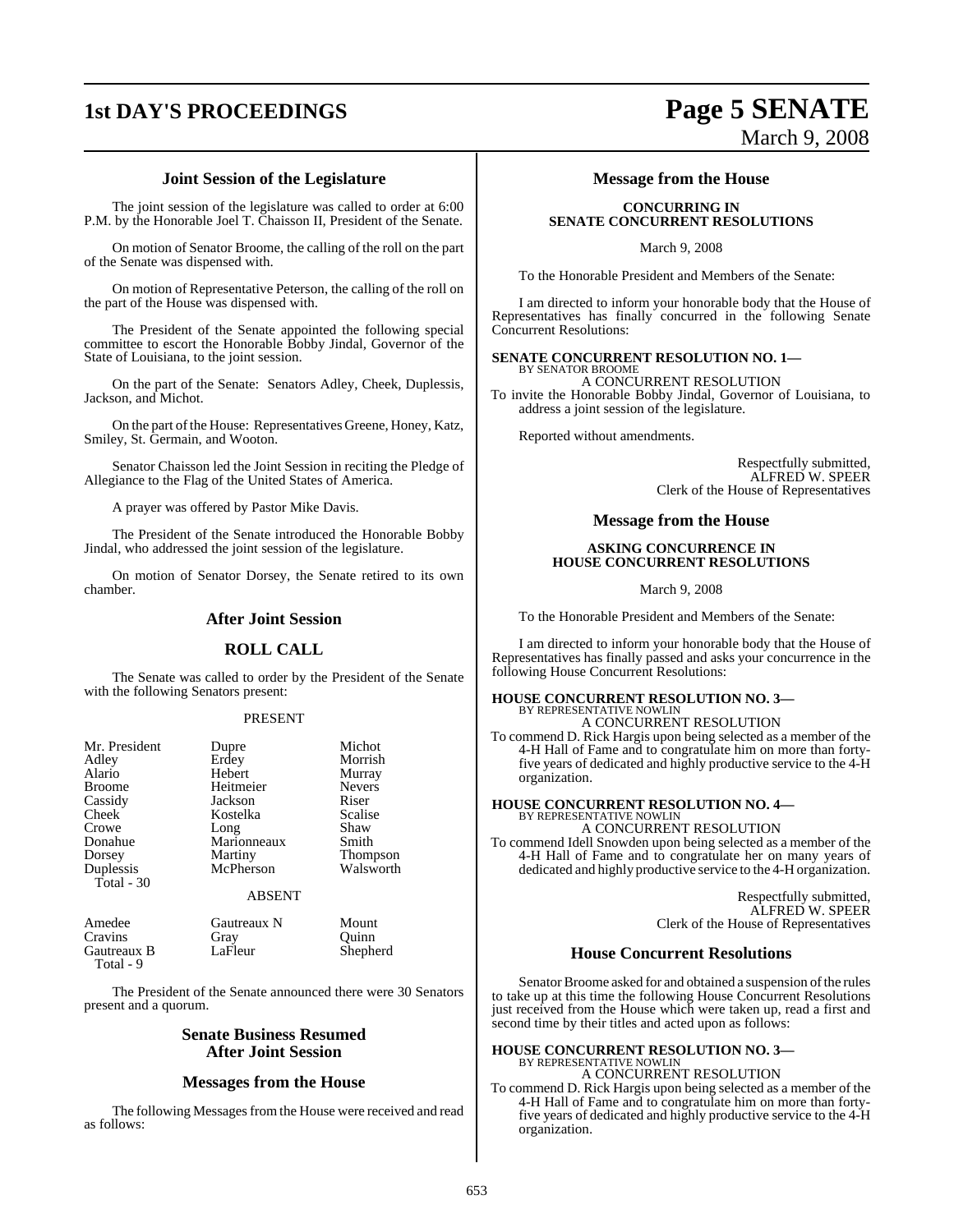## Joint Session of the Legislature

The joint session of the legislature was called to order at 6:00 P.M. by the Honorable Joel T. Chaisson II, President of the Senate.

On motion of Senator Broome, the calling of the roll on the part of the Senate was dispensed with.

On motion of Representative Peterson, the calling of the roll on the part of the House was dispensed with.

The President of the Senate appointed the following special committee to escort the Honorable Bobby Jindal, Governor of the State of Louisiana, to the joint session.

On the part of the Senate: Senators Adley, Cheek, Duplessis, Jackson, and Michot.

On the part of the House: Representatives Greene, Honey, Katz, Smiley, St. Germain, and Wooton.

Senator Chaisson led the Joint Session in reciting the Pledge of Allegiance to the Flag of the United States of America.

A prayer was offered by Pastor Mike Davis.

The President of the Senate introduced the Honorable Bobby Jindal, who addressed the joint session of the legislature.

On motion of Senator Dorsey, the Senate retired to its own chamber.

## After Joint Session

## ROLL CALL

The Senate was called to order by the President of the Senate with the following Senators present:

PRESENT

| | | |
|---|---|---|
| Mr. President | Dupre | Michot |
| Adley | Erdey | Morrish |
| Alario | Hebert | Murray |
| Broome | Heitmeier | Nevers |
| Cassidy | Jackson | Riser |
| Cheek | Kostelka | Scalise |
| Crowe | Long | Shaw |
| Donahue | Marionneaux | Smith |
| Dorsey | Martiny | Thompson |
| Duplessis | McPherson | Walsworth |
| Total - 30 | | |

ABSENT

| | | |
|---|---|---|
| Amedee | Gautreaux N | Mount |
| Cravins | Gray | Quinn |
| Gautreaux B | LaFleur | Shepherd |
| Total - 9 | | |

The President of the Senate announced there were 30 Senators present and a quorum.

## Senate Business Resumed After Joint Session

## Messages from the House

The following Messages from the House were received and read as follows:

## Message from the House

**CONCURRING IN SENATE CONCURRENT RESOLUTIONS**

March 9, 2008

To the Honorable President and Members of the Senate:

I am directed to inform your honorable body that the House of Representatives has finally concurred in the following Senate Concurrent Resolutions:

**SENATE CONCURRENT RESOLUTION NO. 1—**
BY SENATOR BROOME

A CONCURRENT RESOLUTION

To invite the Honorable Bobby Jindal, Governor of Louisiana, to address a joint session of the legislature.

Reported without amendments.

Respectfully submitted,
ALFRED W. SPEER
Clerk of the House of Representatives

## Message from the House

**ASKING CONCURRENCE IN HOUSE CONCURRENT RESOLUTIONS**

March 9, 2008

To the Honorable President and Members of the Senate:

I am directed to inform your honorable body that the House of Representatives has finally passed and asks your concurrence in the following House Concurrent Resolutions:

**HOUSE CONCURRENT RESOLUTION NO. 3—**
BY REPRESENTATIVE NOWLIN

A CONCURRENT RESOLUTION

To commend D. Rick Hargis upon being selected as a member of the 4-H Hall of Fame and to congratulate him on more than forty-five years of dedicated and highly productive service to the 4-H organization.

**HOUSE CONCURRENT RESOLUTION NO. 4—**
BY REPRESENTATIVE NOWLIN

A CONCURRENT RESOLUTION

To commend Idell Snowden upon being selected as a member of the 4-H Hall of Fame and to congratulate her on many years of dedicated and highly productive service to the 4-H organization.

Respectfully submitted,
ALFRED W. SPEER
Clerk of the House of Representatives

## House Concurrent Resolutions

Senator Broome asked for and obtained a suspension of the rules to take up at this time the following House Concurrent Resolutions just received from the House which were taken up, read a first and second time by their titles and acted upon as follows:

**HOUSE CONCURRENT RESOLUTION NO. 3—**
BY REPRESENTATIVE NOWLIN

A CONCURRENT RESOLUTION

To commend D. Rick Hargis upon being selected as a member of the 4-H Hall of Fame and to congratulate him on more than forty-five years of dedicated and highly productive service to the 4-H organization.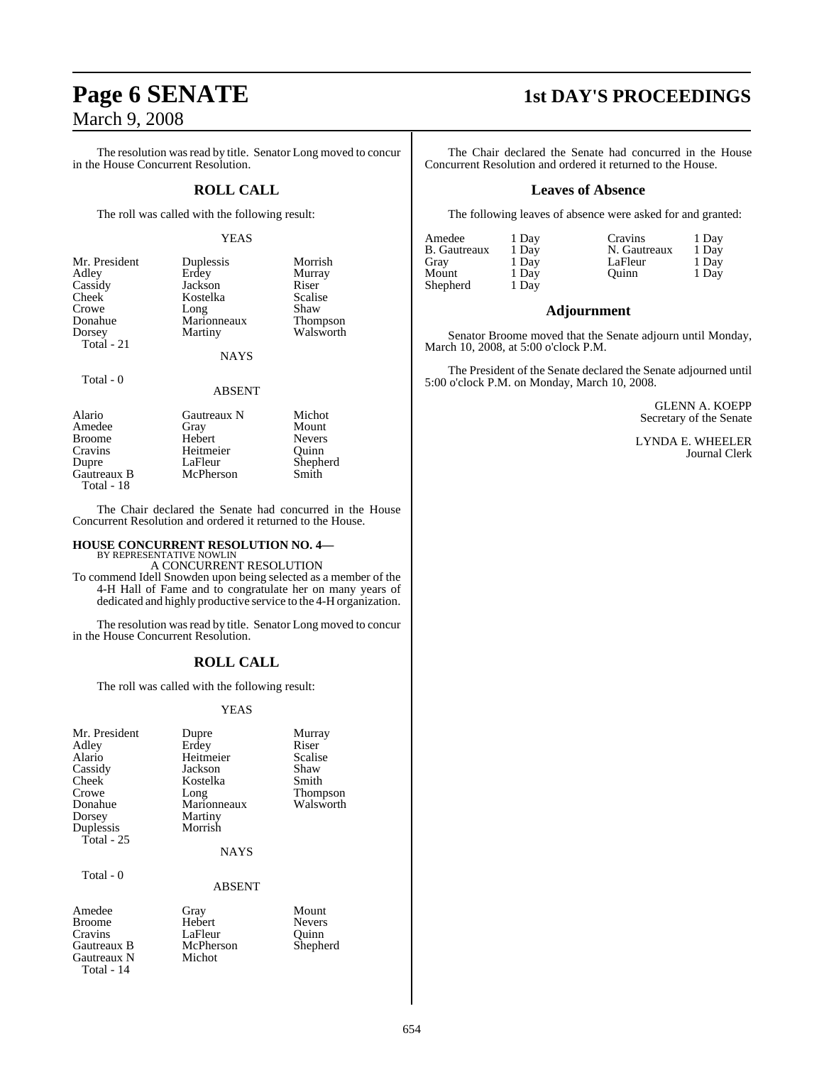The resolution was read by title. Senator Long moved to concur in the House Concurrent Resolution.

## ROLL CALL

The roll was called with the following result:

YEAS

| | | |
|---|---|---|
| Mr. President | Duplessis | Morrish |
| Adley | Erdey | Murray |
| Cassidy | Jackson | Riser |
| Cheek | Kostelka | Scalise |
| Crowe | Long | Shaw |
| Donahue | Marionneaux | Thompson |
| Dorsey | Martiny | Walsworth |
| Total - 21 | | |

NAYS

Total - 0

ABSENT

| | | |
|---|---|---|
| Alario | Gautreaux N | Michot |
| Amedee | Gray | Mount |
| Broome | Hebert | Nevers |
| Cravins | Heitmeier | Quinn |
| Dupre | LaFleur | Shepherd |
| Gautreaux B | McPherson | Smith |
| Total - 18 | | |

The Chair declared the Senate had concurred in the House Concurrent Resolution and ordered it returned to the House.

**HOUSE CONCURRENT RESOLUTION NO. 4—**
BY REPRESENTATIVE NOWLIN

A CONCURRENT RESOLUTION

To commend Idell Snowden upon being selected as a member of the 4-H Hall of Fame and to congratulate her on many years of dedicated and highly productive service to the 4-H organization.

The resolution was read by title. Senator Long moved to concur in the House Concurrent Resolution.

## ROLL CALL

The roll was called with the following result:

YEAS

| | | |
|---|---|---|
| Mr. President | Dupre | Murray |
| Adley | Erdey | Riser |
| Alario | Heitmeier | Scalise |
| Cassidy | Jackson | Shaw |
| Cheek | Kostelka | Smith |
| Crowe | Long | Thompson |
| Donahue | Marionneaux | Walsworth |
| Dorsey | Martiny | |
| Duplessis | Morrish | |
| Total - 25 | | |

NAYS

Total - 0

ABSENT

| | | |
|---|---|---|
| Amedee | Gray | Mount |
| Broome | Hebert | Nevers |
| Cravins | LaFleur | Quinn |
| Gautreaux B | McPherson | Shepherd |
| Gautreaux N | Michot | |
| Total - 14 | | |

The Chair declared the Senate had concurred in the House Concurrent Resolution and ordered it returned to the House.

## Leaves of Absence

The following leaves of absence were asked for and granted:

| | | | |
|---|---|---|---|
| Amedee | 1 Day | Cravins | 1 Day |
| B. Gautreaux | 1 Day | N. Gautreaux | 1 Day |
| Gray | 1 Day | LaFleur | 1 Day |
| Mount | 1 Day | Quinn | 1 Day |
| Shepherd | 1 Day | | |

## Adjournment

Senator Broome moved that the Senate adjourn until Monday, March 10, 2008, at 5:00 o'clock P.M.

The President of the Senate declared the Senate adjourned until 5:00 o'clock P.M. on Monday, March 10, 2008.

GLENN A. KOEPP
Secretary of the Senate

LYNDA E. WHEELER
Journal Clerk